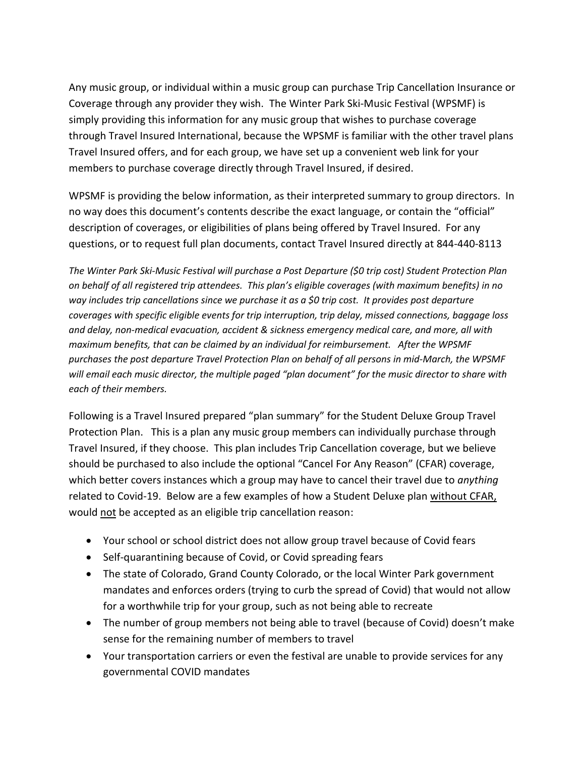Any music group, or individual within a music group can purchase Trip Cancellation Insurance or Coverage through any provider they wish. The Winter Park Ski-Music Festival (WPSMF) is simply providing this information for any music group that wishes to purchase coverage through Travel Insured International, because the WPSMF is familiar with the other travel plans Travel Insured offers, and for each group, we have set up a convenient web link for your members to purchase coverage directly through Travel Insured, if desired.

WPSMF is providing the below information, as their interpreted summary to group directors. In no way does this document's contents describe the exact language, or contain the "official" description of coverages, or eligibilities of plans being offered by Travel Insured. For any questions, or to request full plan documents, contact Travel Insured directly at 844-440-8113

*The Winter Park Ski-Music Festival will purchase a Post Departure ($0 trip cost) Student Protection Plan on behalf of all registered trip attendees. This plan's eligible coverages (with maximum benefits) in no way includes trip cancellations since we purchase it as a $0 trip cost. It provides post departure coverages with specific eligible events for trip interruption, trip delay, missed connections, baggage loss and delay, non-medical evacuation, accident & sickness emergency medical care, and more, all with maximum benefits, that can be claimed by an individual for reimbursement. After the WPSMF purchases the post departure Travel Protection Plan on behalf of all persons in mid-March, the WPSMF will email each music director, the multiple paged "plan document" for the music director to share with each of their members.*

Following is a Travel Insured prepared "plan summary" for the Student Deluxe Group Travel Protection Plan. This is a plan any music group members can individually purchase through Travel Insured, if they choose. This plan includes Trip Cancellation coverage, but we believe should be purchased to also include the optional "Cancel For Any Reason" (CFAR) coverage, which better covers instances which a group may have to cancel their travel due to *anything* related to Covid-19. Below are a few examples of how a Student Deluxe plan <u>without CFAR,</u> would <u>not</u> be accepted as an eligible trip cancellation reason:

- Your school or school district does not allow group travel because of Covid fears
- Self-quarantining because of Covid, or Covid spreading fears
- The state of Colorado, Grand County Colorado, or the local Winter Park government mandates and enforces orders (trying to curb the spread of Covid) that would not allow for a worthwhile trip for your group, such as not being able to recreate
- The number of group members not being able to travel (because of Covid) doesn't make sense for the remaining number of members to travel
- Your transportation carriers or even the festival are unable to provide services for any governmental COVID mandates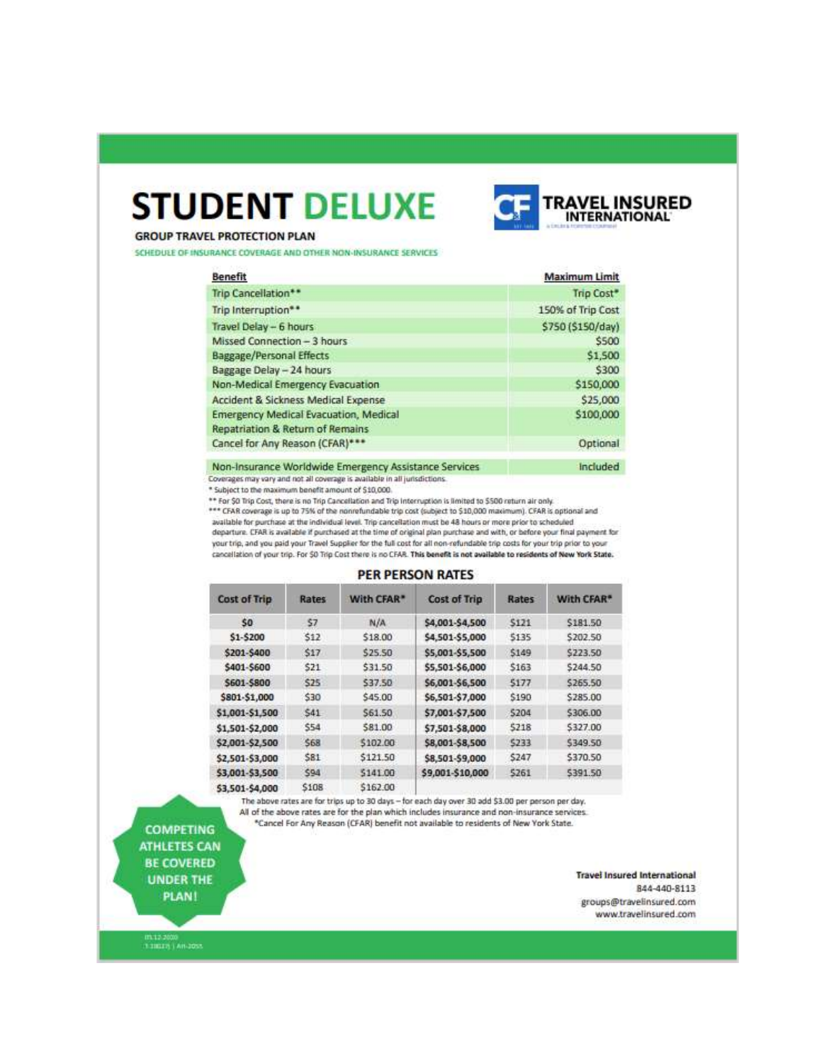# STUDENT DELUXE

TRAVEL INSURED INTERNATIONAL

## GROUP TRAVEL PROTECTION PLAN

SCHEDULE OF INSURANCE COVERAGE AND OTHER NON-INSURANCE SERVICES

| Benefit | Maximum Limit |
|---|---|
| Trip Cancellation** | Trip Cost* |
| Trip Interruption** | 150% of Trip Cost |
| Travel Delay – 6 hours | $750 ($150/day) |
| Missed Connection – 3 hours | $500 |
| Baggage/Personal Effects | $1,500 |
| Baggage Delay – 24 hours | $300 |
| Non-Medical Emergency Evacuation | $150,000 |
| Accident & Sickness Medical Expense | $25,000 |
| Emergency Medical Evacuation, Medical Repatriation & Return of Remains | $100,000 |
| Cancel for Any Reason (CFAR)*** | Optional |
| Non-Insurance Worldwide Emergency Assistance Services | Included |

Coverages may vary and not all coverage is available in all jurisdictions.

* Subject to the maximum benefit amount of $10,000.

** For $0 Trip Cost, there is no Trip Cancellation and Trip Interruption is limited to $500 return air only.

*** CFAR coverage is up to 75% of the nonrefundable trip cost (subject to $10,000 maximum). CFAR is optional and available for purchase at the individual level. Trip cancellation must be 48 hours or more prior to scheduled departure. CFAR is available if purchased at the time of original plan purchase and with, or before your final payment for your trip, and you paid your Travel Supplier for the full cost for all non-refundable trip costs for your trip prior to your cancellation of your trip. For $0 Trip Cost there is no CFAR. **This benefit is not available to residents of New York State.**

## PER PERSON RATES

| Cost of Trip | Rates | With CFAR* | Cost of Trip | Rates | With CFAR* |
|---|---|---|---|---|---|
| $0 | $7 | N/A | $4,001-$4,500 | $121 | $181.50 |
| $1-$200 | $12 | $18.00 | $4,501-$5,000 | $135 | $202.50 |
| $201-$400 | $17 | $25.50 | $5,001-$5,500 | $149 | $223.50 |
| $401-$600 | $21 | $31.50 | $5,501-$6,000 | $163 | $244.50 |
| $601-$800 | $25 | $37.50 | $6,001-$6,500 | $177 | $265.50 |
| $801-$1,000 | $30 | $45.00 | $6,501-$7,000 | $190 | $285.00 |
| $1,001-$1,500 | $41 | $61.50 | $7,001-$7,500 | $204 | $306.00 |
| $1,501-$2,000 | $54 | $81.00 | $7,501-$8,000 | $218 | $327.00 |
| $2,001-$2,500 | $68 | $102.00 | $8,001-$8,500 | $233 | $349.50 |
| $2,501-$3,000 | $81 | $121.50 | $8,501-$9,000 | $247 | $370.50 |
| $3,001-$3,500 | $94 | $141.00 | $9,001-$10,000 | $261 | $391.50 |
| $3,501-$4,000 | $108 | $162.00 | | | |

The above rates are for trips up to 30 days – for each day over 30 add $3.00 per person per day.
All of the above rates are for the plan which includes insurance and non-insurance services.
*Cancel For Any Reason (CFAR) benefit not available to residents of New York State.

COMPETING ATHLETES CAN BE COVERED UNDER THE PLAN!

Travel Insured International
844-440-8113
groups@travelinsured.com
www.travelinsured.com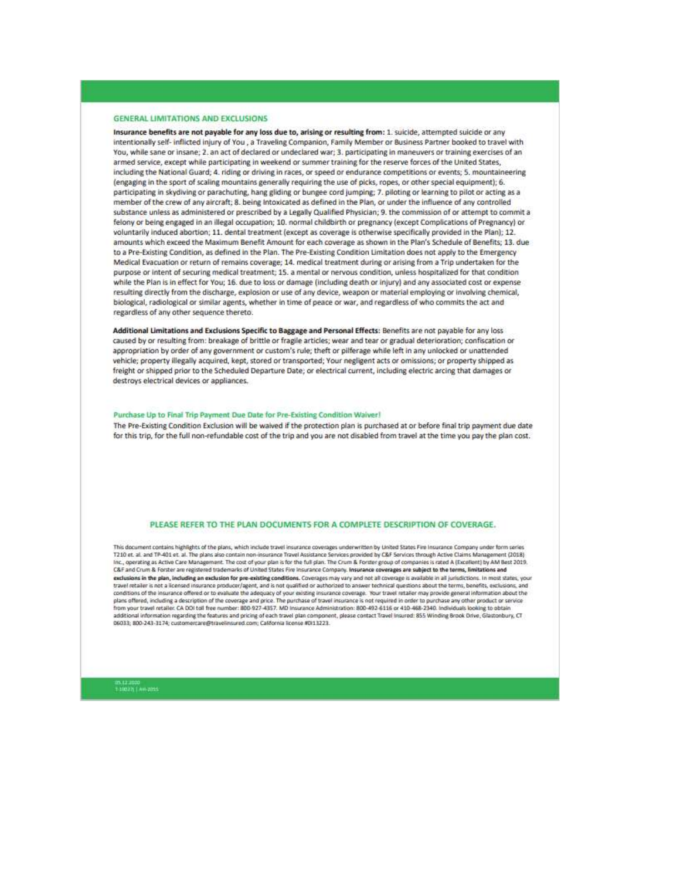## GENERAL LIMITATIONS AND EXCLUSIONS

**Insurance benefits are not payable for any loss due to, arising or resulting from:** 1. suicide, attempted suicide or any intentionally self- inflicted injury of You , a Traveling Companion, Family Member or Business Partner booked to travel with You, while sane or insane; 2. an act of declared or undeclared war; 3. participating in maneuvers or training exercises of an armed service, except while participating in weekend or summer training for the reserve forces of the United States, including the National Guard; 4. riding or driving in races, or speed or endurance competitions or events; 5. mountaineering (engaging in the sport of scaling mountains generally requiring the use of picks, ropes, or other special equipment); 6. participating in skydiving or parachuting, hang gliding or bungee cord jumping; 7. piloting or learning to pilot or acting as a member of the crew of any aircraft; 8. being Intoxicated as defined in the Plan, or under the influence of any controlled substance unless as administered or prescribed by a Legally Qualified Physician; 9. the commission of or attempt to commit a felony or being engaged in an illegal occupation; 10. normal childbirth or pregnancy (except Complications of Pregnancy) or voluntarily induced abortion; 11. dental treatment (except as coverage is otherwise specifically provided in the Plan); 12. amounts which exceed the Maximum Benefit Amount for each coverage as shown in the Plan's Schedule of Benefits; 13. due to a Pre-Existing Condition, as defined in the Plan. The Pre-Existing Condition Limitation does not apply to the Emergency Medical Evacuation or return of remains coverage; 14. medical treatment during or arising from a Trip undertaken for the purpose or intent of securing medical treatment; 15. a mental or nervous condition, unless hospitalized for that condition while the Plan is in effect for You; 16. due to loss or damage (including death or injury) and any associated cost or expense resulting directly from the discharge, explosion or use of any device, weapon or material employing or involving chemical, biological, radiological or similar agents, whether in time of peace or war, and regardless of who commits the act and regardless of any other sequence thereto.

**Additional Limitations and Exclusions Specific to Baggage and Personal Effects:** Benefits are not payable for any loss caused by or resulting from: breakage of brittle or fragile articles; wear and tear or gradual deterioration; confiscation or appropriation by order of any government or custom's rule; theft or pilferage while left in any unlocked or unattended vehicle; property illegally acquired, kept, stored or transported; Your negligent acts or omissions; or property shipped as freight or shipped prior to the Scheduled Departure Date; or electrical current, including electric arcing that damages or destroys electrical devices or appliances.

### Purchase Up to Final Trip Payment Due Date for Pre-Existing Condition Waiver!

The Pre-Existing Condition Exclusion will be waived if the protection plan is purchased at or before final trip payment due date for this trip, for the full non-refundable cost of the trip and you are not disabled from travel at the time you pay the plan cost.

### PLEASE REFER TO THE PLAN DOCUMENTS FOR A COMPLETE DESCRIPTION OF COVERAGE.

This document contains highlights of the plans, which include travel insurance coverages underwritten by United States Fire Insurance Company under form series T210 et. al. and TP-401 et. al. The plans also contain non-insurance Travel Assistance Services provided by C&F Services through Active Claims Management (2018) Inc., operating as Active Care Management. The cost of your plan is for the full plan. The Crum & Forster group of companies is rated A (Excellent) by AM Best 2019. C&F and Crum & Forster are registered trademarks of United States Fire Insurance Company. **Insurance coverages are subject to the terms, limitations and exclusions in the plan, including an exclusion for pre-existing conditions.** Coverages may vary and not all coverage is available in all jurisdictions. In most states, your travel retailer is not a licensed insurance producer/agent, and is not qualified or authorized to answer technical questions about the terms, benefits, exclusions, and conditions of the insurance offered or to evaluate the adequacy of your existing insurance coverage. Your travel retailer may provide general information about the plans offered, including a description of the coverage and price. The purchase of travel insurance is not required in order to purchase any other product or service from your travel retailer. CA DOI toll free number: 800-927-4357. MD Insurance Administration: 800-492-6116 or 410-468-2340. Individuals looking to obtain additional information regarding the features and pricing of each travel plan component, please contact Travel Insured: 855 Winding Brook Drive, Glastonbury, CT 06033; 800-243-3174; customercare@travelinsured.com; California license #0I13223.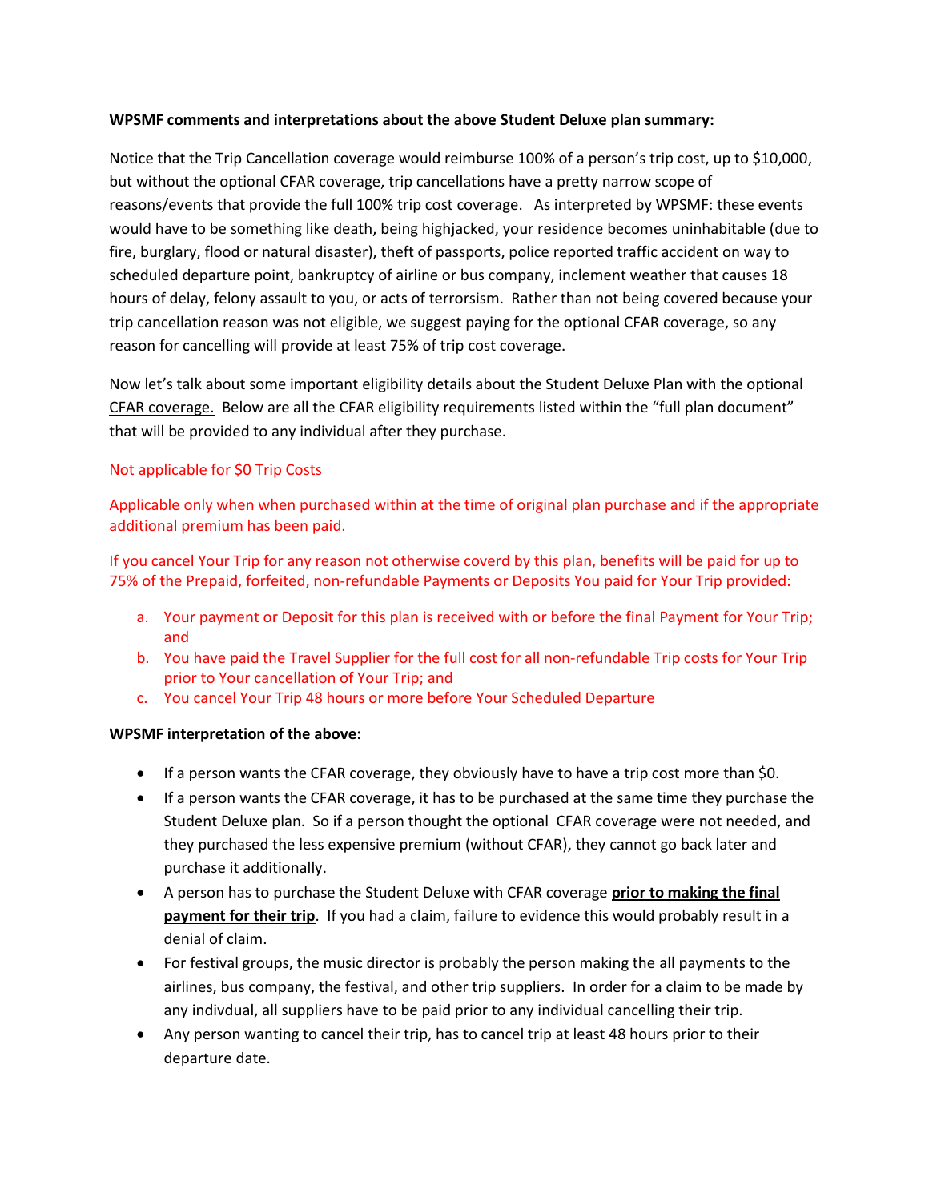**WPSMF comments and interpretations about the above Student Deluxe plan summary:**

Notice that the Trip Cancellation coverage would reimburse 100% of a person's trip cost, up to $10,000, but without the optional CFAR coverage, trip cancellations have a pretty narrow scope of reasons/events that provide the full 100% trip cost coverage. As interpreted by WPSMF: these events would have to be something like death, being highjacked, your residence becomes uninhabitable (due to fire, burglary, flood or natural disaster), theft of passports, police reported traffic accident on way to scheduled departure point, bankruptcy of airline or bus company, inclement weather that causes 18 hours of delay, felony assault to you, or acts of terrorsism. Rather than not being covered because your trip cancellation reason was not eligible, we suggest paying for the optional CFAR coverage, so any reason for cancelling will provide at least 75% of trip cost coverage.

Now let's talk about some important eligibility details about the Student Deluxe Plan <u>with the optional CFAR coverage.</u> Below are all the CFAR eligibility requirements listed within the "full plan document" that will be provided to any individual after they purchase.

Not applicable for $0 Trip Costs

Applicable only when when purchased within at the time of original plan purchase and if the appropriate additional premium has been paid.

If you cancel Your Trip for any reason not otherwise coverd by this plan, benefits will be paid for up to 75% of the Prepaid, forfeited, non-refundable Payments or Deposits You paid for Your Trip provided:

a. Your payment or Deposit for this plan is received with or before the final Payment for Your Trip; and
b. You have paid the Travel Supplier for the full cost for all non-refundable Trip costs for Your Trip prior to Your cancellation of Your Trip; and
c. You cancel Your Trip 48 hours or more before Your Scheduled Departure

**WPSMF interpretation of the above:**

- If a person wants the CFAR coverage, they obviously have to have a trip cost more than $0.
- If a person wants the CFAR coverage, it has to be purchased at the same time they purchase the Student Deluxe plan. So if a person thought the optional CFAR coverage were not needed, and they purchased the less expensive premium (without CFAR), they cannot go back later and purchase it additionally.
- A person has to purchase the Student Deluxe with CFAR coverage <u>**prior to making the final payment for their trip**</u>. If you had a claim, failure to evidence this would probably result in a denial of claim.
- For festival groups, the music director is probably the person making the all payments to the airlines, bus company, the festival, and other trip suppliers. In order for a claim to be made by any indivdual, all suppliers have to be paid prior to any individual cancelling their trip.
- Any person wanting to cancel their trip, has to cancel trip at least 48 hours prior to their departure date.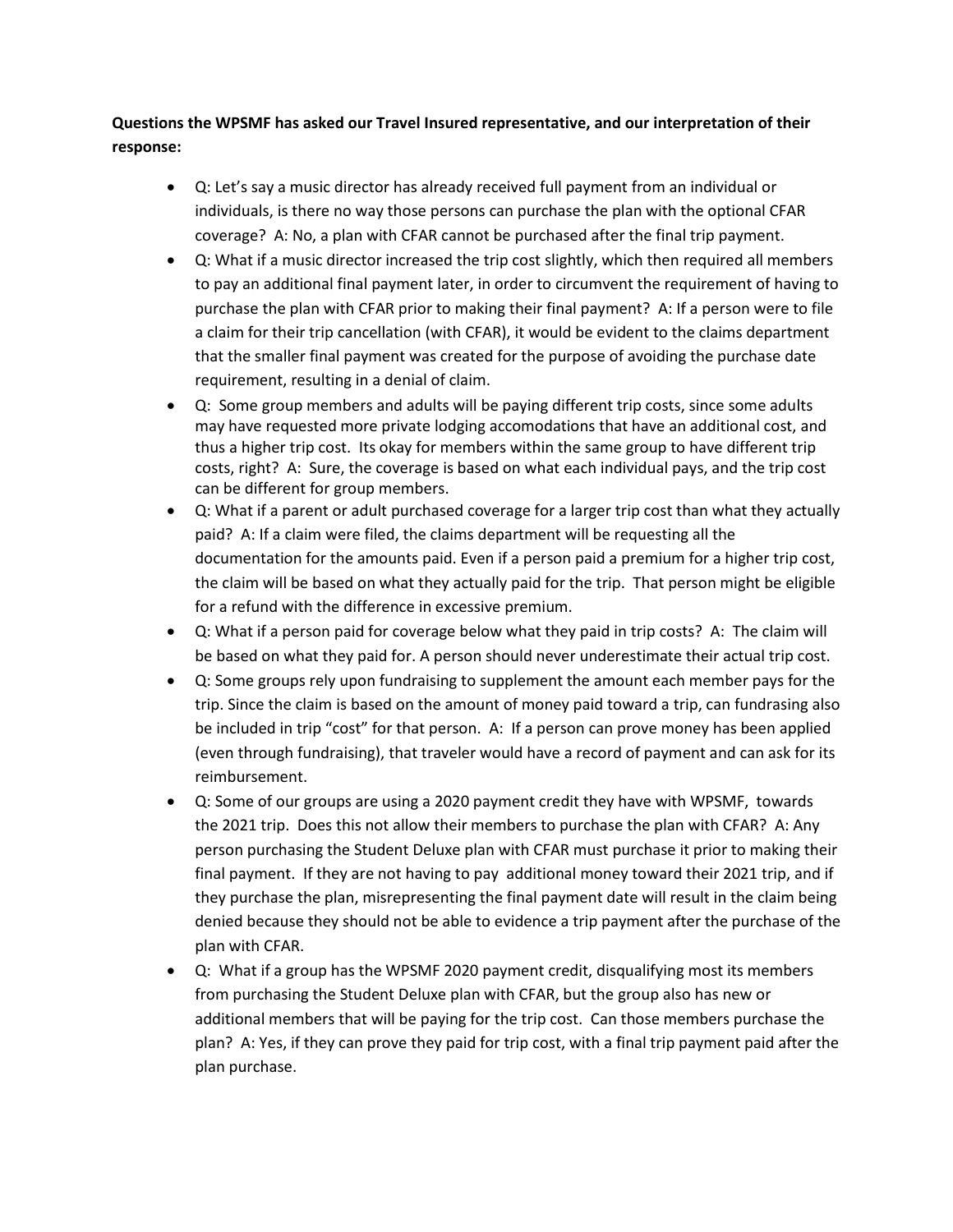**Questions the WPSMF has asked our Travel Insured representative, and our interpretation of their response:**

- Q: Let's say a music director has already received full payment from an individual or individuals, is there no way those persons can purchase the plan with the optional CFAR coverage? A: No, a plan with CFAR cannot be purchased after the final trip payment.
- Q: What if a music director increased the trip cost slightly, which then required all members to pay an additional final payment later, in order to circumvent the requirement of having to purchase the plan with CFAR prior to making their final payment? A: If a person were to file a claim for their trip cancellation (with CFAR), it would be evident to the claims department that the smaller final payment was created for the purpose of avoiding the purchase date requirement, resulting in a denial of claim.
- Q: Some group members and adults will be paying different trip costs, since some adults may have requested more private lodging accomodations that have an additional cost, and thus a higher trip cost. Its okay for members within the same group to have different trip costs, right? A: Sure, the coverage is based on what each individual pays, and the trip cost can be different for group members.
- Q: What if a parent or adult purchased coverage for a larger trip cost than what they actually paid? A: If a claim were filed, the claims department will be requesting all the documentation for the amounts paid. Even if a person paid a premium for a higher trip cost, the claim will be based on what they actually paid for the trip. That person might be eligible for a refund with the difference in excessive premium.
- Q: What if a person paid for coverage below what they paid in trip costs? A: The claim will be based on what they paid for. A person should never underestimate their actual trip cost.
- Q: Some groups rely upon fundraising to supplement the amount each member pays for the trip. Since the claim is based on the amount of money paid toward a trip, can fundrasing also be included in trip "cost" for that person. A: If a person can prove money has been applied (even through fundraising), that traveler would have a record of payment and can ask for its reimbursement.
- Q: Some of our groups are using a 2020 payment credit they have with WPSMF, towards the 2021 trip. Does this not allow their members to purchase the plan with CFAR? A: Any person purchasing the Student Deluxe plan with CFAR must purchase it prior to making their final payment. If they are not having to pay additional money toward their 2021 trip, and if they purchase the plan, misrepresenting the final payment date will result in the claim being denied because they should not be able to evidence a trip payment after the purchase of the plan with CFAR.
- Q: What if a group has the WPSMF 2020 payment credit, disqualifying most its members from purchasing the Student Deluxe plan with CFAR, but the group also has new or additional members that will be paying for the trip cost. Can those members purchase the plan? A: Yes, if they can prove they paid for trip cost, with a final trip payment paid after the plan purchase.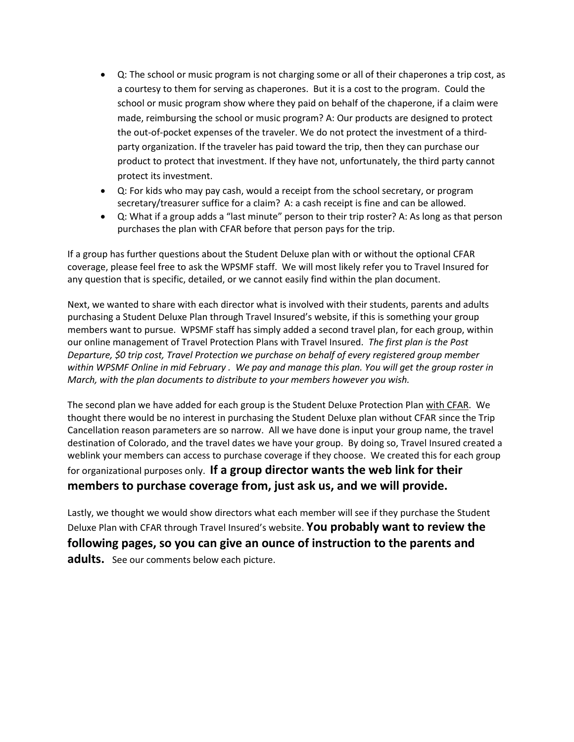- Q: The school or music program is not charging some or all of their chaperones a trip cost, as a courtesy to them for serving as chaperones. But it is a cost to the program. Could the school or music program show where they paid on behalf of the chaperone, if a claim were made, reimbursing the school or music program? A: Our products are designed to protect the out-of-pocket expenses of the traveler. We do not protect the investment of a third-party organization. If the traveler has paid toward the trip, then they can purchase our product to protect that investment. If they have not, unfortunately, the third party cannot protect its investment.
- Q: For kids who may pay cash, would a receipt from the school secretary, or program secretary/treasurer suffice for a claim? A: a cash receipt is fine and can be allowed.
- Q: What if a group adds a "last minute" person to their trip roster? A: As long as that person purchases the plan with CFAR before that person pays for the trip.

If a group has further questions about the Student Deluxe plan with or without the optional CFAR coverage, please feel free to ask the WPSMF staff. We will most likely refer you to Travel Insured for any question that is specific, detailed, or we cannot easily find within the plan document.

Next, we wanted to share with each director what is involved with their students, parents and adults purchasing a Student Deluxe Plan through Travel Insured's website, if this is something your group members want to pursue. WPSMF staff has simply added a second travel plan, for each group, within our online management of Travel Protection Plans with Travel Insured. *The first plan is the Post Departure, $0 trip cost, Travel Protection we purchase on behalf of every registered group member within WPSMF Online in mid February . We pay and manage this plan. You will get the group roster in March, with the plan documents to distribute to your members however you wish.*

The second plan we have added for each group is the Student Deluxe Protection Plan <u>with CFAR</u>. We thought there would be no interest in purchasing the Student Deluxe plan without CFAR since the Trip Cancellation reason parameters are so narrow. All we have done is input your group name, the travel destination of Colorado, and the travel dates we have your group. By doing so, Travel Insured created a weblink your members can access to purchase coverage if they choose. We created this for each group for organizational purposes only. **If a group director wants the web link for their members to purchase coverage from, just ask us, and we will provide.**

Lastly, we thought we would show directors what each member will see if they purchase the Student Deluxe Plan with CFAR through Travel Insured's website. **You probably want to review the following pages, so you can give an ounce of instruction to the parents and adults.** See our comments below each picture.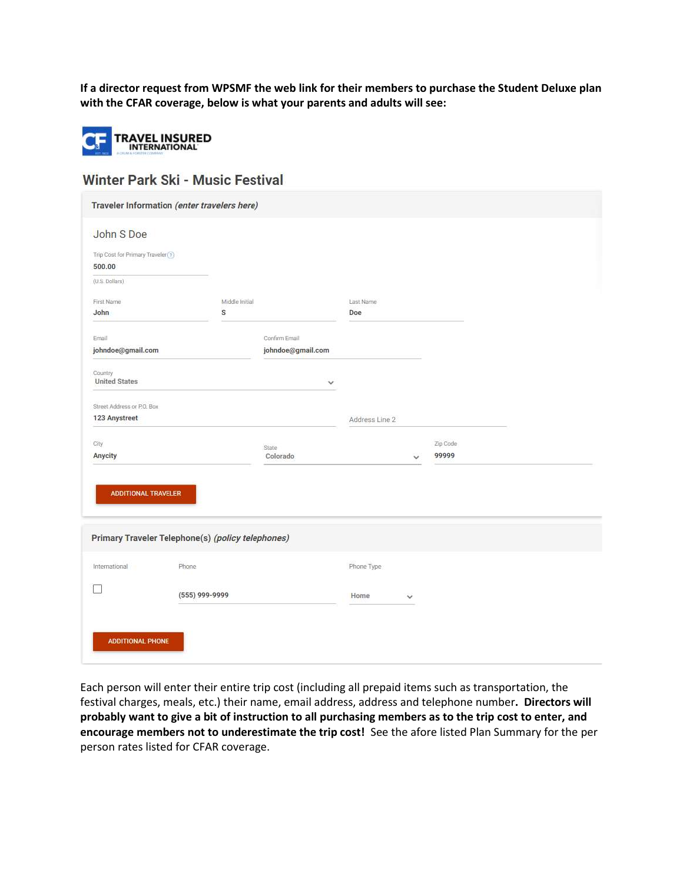**If a director request from WPSMF the web link for their members to purchase the Student Deluxe plan with the CFAR coverage, below is what your parents and adults will see:**

**TRAVEL INSURED INTERNATIONAL**

## Winter Park Ski - Music Festival

**Traveler Information** ***(enter travelers here)***

John S Doe

Trip Cost for Primary Traveler
500.00
(U.S. Dollars)

| First Name | Middle Initial | Last Name |
|---|---|---|
| John | S | Doe |

| Email | Confirm Email |
|---|---|
| johndoe@gmail.com | johndoe@gmail.com |

Country
United States

| Street Address or P.O. Box | Address Line 2 |
|---|---|
| 123 Anystreet | |

| City | State | Zip Code |
|---|---|---|
| Anycity | Colorado | 99999 |

ADDITIONAL TRAVELER

**Primary Traveler Telephone(s)** ***(policy telephones)***

| International | Phone | Phone Type |
|---|---|---|
| ☐ | (555) 999-9999 | Home |

ADDITIONAL PHONE

Each person will enter their entire trip cost (including all prepaid items such as transportation, the festival charges, meals, etc.) their name, email address, address and telephone number**. Directors will probably want to give a bit of instruction to all purchasing members as to the trip cost to enter, and encourage members not to underestimate the trip cost!** See the afore listed Plan Summary for the per person rates listed for CFAR coverage.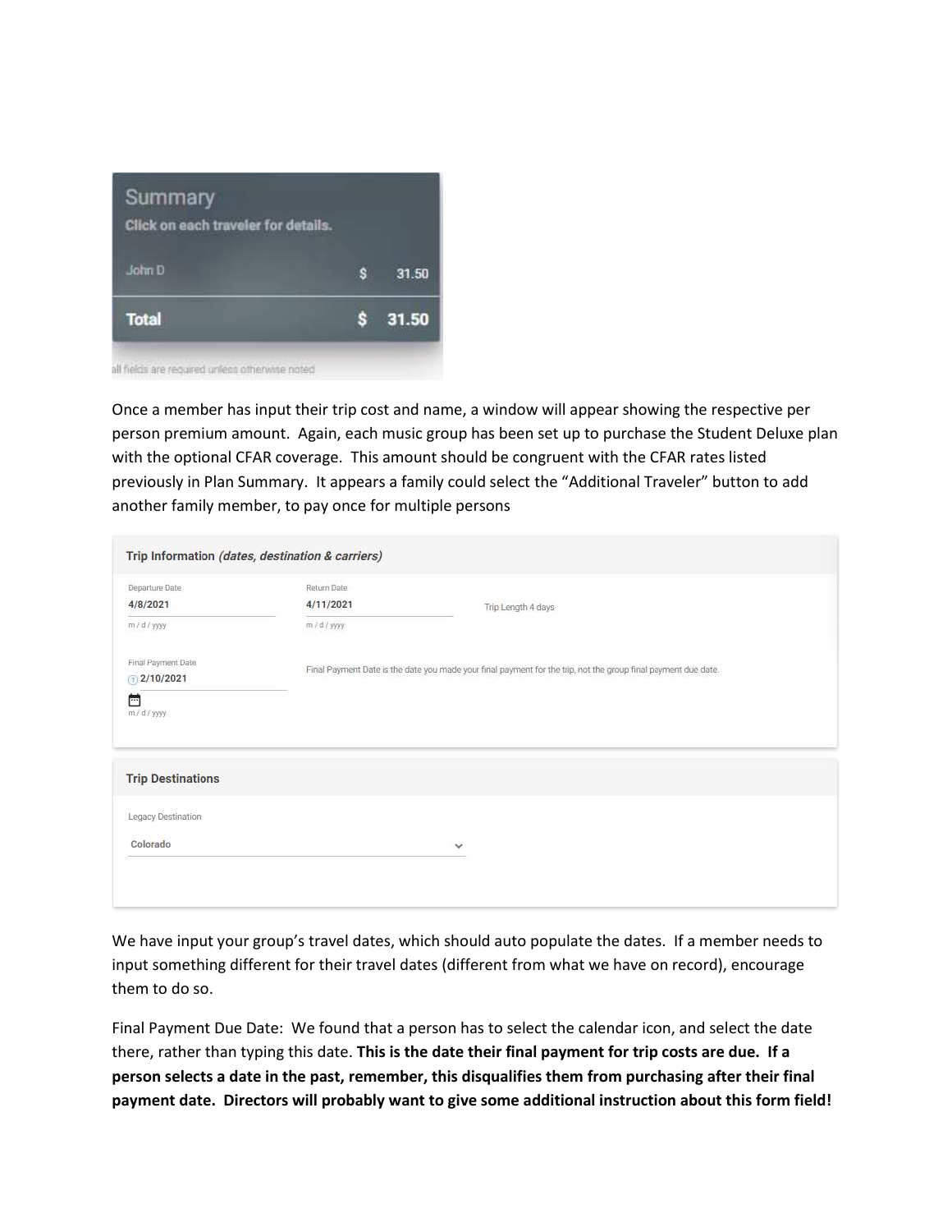Summary

Click on each traveler for details.

| | |
|---|---|
| John D | $ 31.50 |
| **Total** | **$ 31.50** |

all fields are required unless otherwise noted

Once a member has input their trip cost and name, a window will appear showing the respective per person premium amount. Again, each music group has been set up to purchase the Student Deluxe plan with the optional CFAR coverage. This amount should be congruent with the CFAR rates listed previously in Plan Summary. It appears a family could select the "Additional Traveler" button to add another family member, to pay once for multiple persons

**Trip Information** ***(dates, destination & carriers)***

Departure Date
4/8/2021
m / d / yyyy

Return Date
4/11/2021
m / d / yyyy

Trip Length 4 days

Final Payment Date
2/10/2021
m / d / yyyy

Final Payment Date is the date you made your final payment for the trip, not the group final payment due date.

**Trip Destinations**

Legacy Destination
Colorado

We have input your group's travel dates, which should auto populate the dates. If a member needs to input something different for their travel dates (different from what we have on record), encourage them to do so.

Final Payment Due Date: We found that a person has to select the calendar icon, and select the date there, rather than typing this date. **This is the date their final payment for trip costs are due. If a person selects a date in the past, remember, this disqualifies them from purchasing after their final payment date. Directors will probably want to give some additional instruction about this form field!**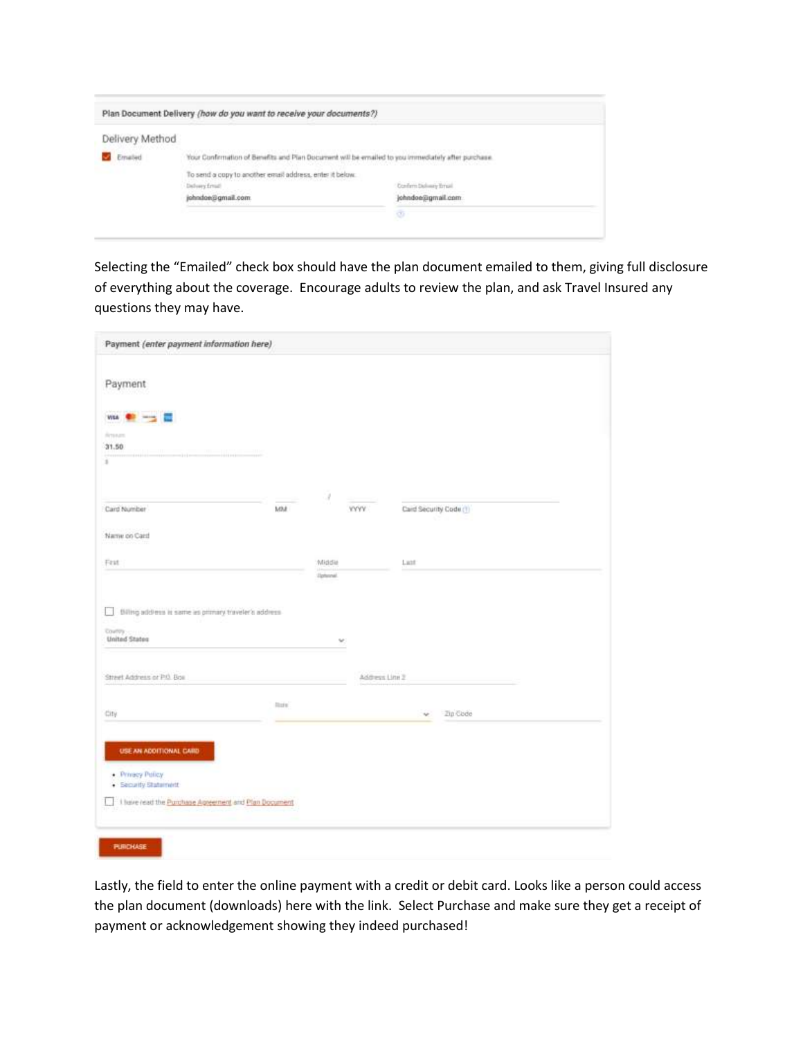**Plan Document Delivery** *(how do you want to receive your documents?)*

Delivery Method

☑ Emailed

Your Confirmation of Benefits and Plan Document will be emailed to you immediately after purchase.

To send a copy to another email address, enter it below.

Delivery Email: johndoe@gmail.com

Confirm Delivery Email: johndoe@gmail.com

Selecting the “Emailed” check box should have the plan document emailed to them, giving full disclosure of everything about the coverage. Encourage adults to review the plan, and ask Travel Insured any questions they may have.

**Payment** *(enter payment information here)*

Payment

Amount
31.50
$

Card Number | MM / YYYY | Card Security Code

Name on Card

First | Middle (Optional) | Last

☐ Billing address is same as primary traveler's address

Country: United States

Street Address or P.O. Box | Address Line 2

City | State | Zip Code

USE AN ADDITIONAL CARD

- Privacy Policy
- Security Statement

☐ I have read the Purchase Agreement and Plan Document

PURCHASE

Lastly, the field to enter the online payment with a credit or debit card. Looks like a person could access the plan document (downloads) here with the link. Select Purchase and make sure they get a receipt of payment or acknowledgement showing they indeed purchased!